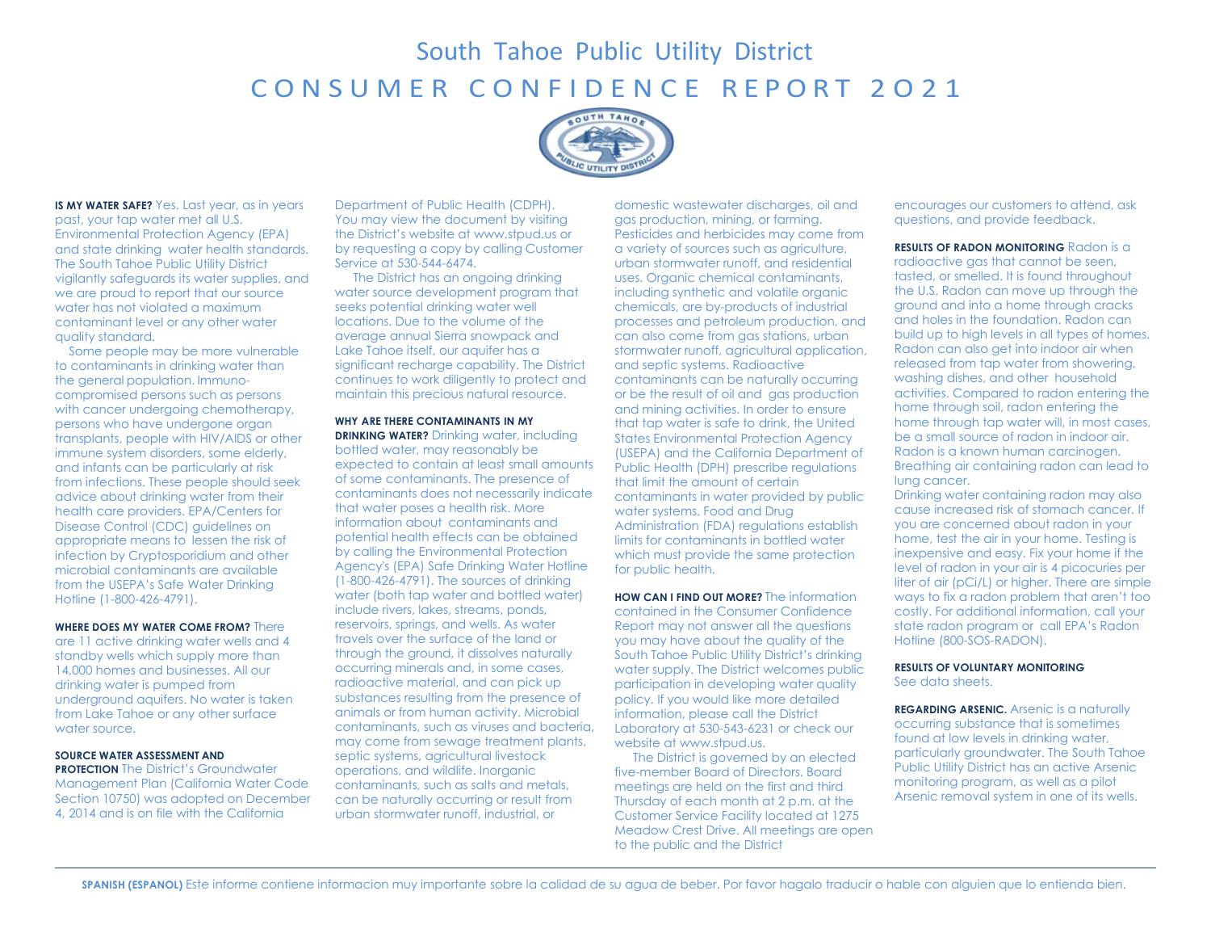# South Tahoe Public Utility District

## CONSUMER CONFIDENCE REPORT 2O21

**IS MY WATER SAFE?** Yes. Last year, as in years past, your tap water met all U.S. Environmental Protection Agency (EPA) and state drinking water health standards. The South Tahoe Public Utility District vigilantly safeguards its water supplies, and we are proud to report that our source water has not violated a maximum contaminant level or any other water quality standard.

Some people may be more vulnerable to contaminants in drinking water than the general population. Immuno-compromised persons such as persons with cancer undergoing chemotherapy, persons who have undergone organ transplants, people with HIV/AIDS or other immune system disorders, some elderly, and infants can be particularly at risk from infections. These people should seek advice about drinking water from their health care providers. EPA/Centers for Disease Control (CDC) guidelines on appropriate means to lessen the risk of infection by Cryptosporidium and other microbial contaminants are available from the USEPA's Safe Water Drinking Hotline (1-800-426-4791).

**WHERE DOES MY WATER COME FROM?** There are 11 active drinking water wells and 4 standby wells which supply more than 14,000 homes and businesses. All our drinking water is pumped from underground aquifers. No water is taken from Lake Tahoe or any other surface water source.

**SOURCE WATER ASSESSMENT AND PROTECTION** The District's Groundwater Management Plan (California Water Code Section 10750) was adopted on December 4, 2014 and is on file with the California Department of Public Health (CDPH). You may view the document by visiting the District's website at www.stpud.us or by requesting a copy by calling Customer Service at 530-544-6474.

The District has an ongoing drinking water source development program that seeks potential drinking water well locations. Due to the volume of the average annual Sierra snowpack and Lake Tahoe itself, our aquifer has a significant recharge capability. The District continues to work diligently to protect and maintain this precious natural resource.

**WHY ARE THERE CONTAMINANTS IN MY DRINKING WATER?** Drinking water, including bottled water, may reasonably be expected to contain at least small amounts of some contaminants. The presence of contaminants does not necessarily indicate that water poses a health risk. More information about contaminants and potential health effects can be obtained by calling the Environmental Protection Agency's (EPA) Safe Drinking Water Hotline (1-800-426-4791). The sources of drinking water (both tap water and bottled water) include rivers, lakes, streams, ponds, reservoirs, springs, and wells. As water travels over the surface of the land or through the ground, it dissolves naturally occurring minerals and, in some cases, radioactive material, and can pick up substances resulting from the presence of animals or from human activity. Microbial contaminants, such as viruses and bacteria, may come from sewage treatment plants, septic systems, agricultural livestock operations, and wildlife. Inorganic contaminants, such as salts and metals, can be naturally occurring or result from urban stormwater runoff, industrial, or domestic wastewater discharges, oil and gas production, mining, or farming. Pesticides and herbicides may come from a variety of sources such as agriculture, urban stormwater runoff, and residential uses. Organic chemical contaminants, including synthetic and volatile organic chemicals, are by-products of industrial processes and petroleum production, and can also come from gas stations, urban stormwater runoff, agricultural application, and septic systems. Radioactive contaminants can be naturally occurring or be the result of oil and gas production and mining activities. In order to ensure that tap water is safe to drink, the United States Environmental Protection Agency (USEPA) and the California Department of Public Health (DPH) prescribe regulations that limit the amount of certain contaminants in water provided by public water systems. Food and Drug Administration (FDA) regulations establish limits for contaminants in bottled water which must provide the same protection for public health.

**HOW CAN I FIND OUT MORE?** The information contained in the Consumer Confidence Report may not answer all the questions you may have about the quality of the South Tahoe Public Utility District's drinking water supply. The District welcomes public participation in developing water quality policy. If you would like more detailed information, please call the District Laboratory at 530-543-6231 or check our website at www.stpud.us.

The District is governed by an elected five-member Board of Directors. Board meetings are held on the first and third Thursday of each month at 2 p.m. at the Customer Service Facility located at 1275 Meadow Crest Drive. All meetings are open to the public and the District encourages our customers to attend, ask questions, and provide feedback.

**RESULTS OF RADON MONITORING** Radon is a radioactive gas that cannot be seen, tasted, or smelled. It is found throughout the U.S. Radon can move up through the ground and into a home through cracks and holes in the foundation. Radon can build up to high levels in all types of homes. Radon can also get into indoor air when released from tap water from showering, washing dishes, and other household activities. Compared to radon entering the home through soil, radon entering the home through tap water will, in most cases, be a small source of radon in indoor air. Radon is a known human carcinogen. Breathing air containing radon can lead to lung cancer.

Drinking water containing radon may also cause increased risk of stomach cancer. If you are concerned about radon in your home, test the air in your home. Testing is inexpensive and easy. Fix your home if the level of radon in your air is 4 picocuries per liter of air (pCi/L) or higher. There are simple ways to fix a radon problem that aren't too costly. For additional information, call your state radon program or call EPA's Radon Hotline (800-SOS-RADON).

**RESULTS OF VOLUNTARY MONITORING** See data sheets.

**REGARDING ARSENIC.** Arsenic is a naturally occurring substance that is sometimes found at low levels in drinking water, particularly groundwater. The South Tahoe Public Utility District has an active Arsenic monitoring program, as well as a pilot Arsenic removal system in one of its wells.

**SPANISH (ESPANOL)** Este informe contiene informacion muy importante sobre la calidad de su agua de beber. Por favor hagalo traducir o hable con alguien que lo entienda bien.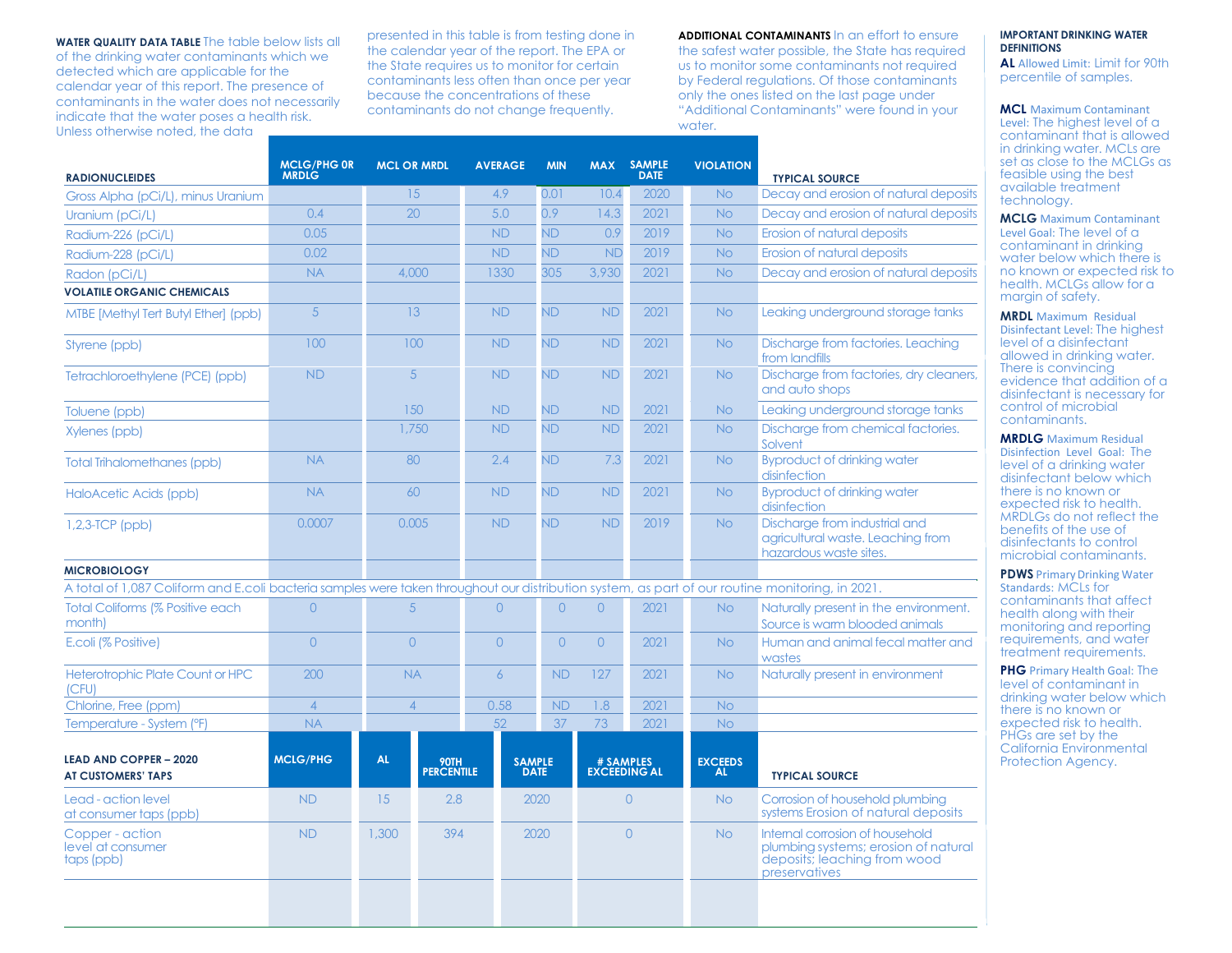**WATER QUALITY DATA TABLE** The table below lists all of the drinking water contaminants which we detected which are applicable for the calendar year of this report. The presence of contaminants in the water does not necessarily indicate that the water poses a health risk. Unless otherwise noted, the data presented in this table is from testing done in the calendar year of the report. The EPA or the State requires us to monitor for certain contaminants less often than once per year because the concentrations of these contaminants do not change frequently.

**ADDITIONAL CONTAMINANTS** In an effort to ensure the safest water possible, the State has required us to monitor some contaminants not required by Federal regulations. Of those contaminants only the ones listed on the last page under "Additional Contaminants" were found in your water.

| RADIONUCLEIDES | MCLG/PHG OR MRDLG | MCL OR MRDL | AVERAGE | MIN | MAX | SAMPLE DATE | VIOLATION | TYPICAL SOURCE |
|---|---|---|---|---|---|---|---|---|
| Gross Alpha (pCi/L), minus Uranium | | 15 | 4.9 | 0.01 | 10.4 | 2020 | No | Decay and erosion of natural deposits |
| Uranium (pCi/L) | 0.4 | 20 | 5.0 | 0.9 | 14.3 | 2021 | No | Decay and erosion of natural deposits |
| Radium-226 (pCi/L) | 0.05 | | ND | ND | 0.9 | 2019 | No | Erosion of natural deposits |
| Radium-228 (pCi/L) | 0.02 | | ND | ND | ND | 2019 | No | Erosion of natural deposits |
| Radon (pCi/L) | NA | 4,000 | 1330 | 305 | 3,930 | 2021 | No | Decay and erosion of natural deposits |
| **VOLATILE ORGANIC CHEMICALS** | | | | | | | | |
| MTBE [Methyl Tert Butyl Ether] (ppb) | 5 | 13 | ND | ND | ND | 2021 | No | Leaking underground storage tanks |
| Styrene (ppb) | 100 | 100 | ND | ND | ND | 2021 | No | Discharge from factories. Leaching from landfills |
| Tetrachloroethylene (PCE) (ppb) | ND | 5 | ND | ND | ND | 2021 | No | Discharge from factories, dry cleaners, and auto shops |
| Toluene (ppb) | | 150 | ND | ND | ND | 2021 | No | Leaking underground storage tanks |
| Xylenes (ppb) | | 1,750 | ND | ND | ND | 2021 | No | Discharge from chemical factories. Solvent |
| Total Trihalomethanes (ppb) | NA | 80 | 2.4 | ND | 7.3 | 2021 | No | Byproduct of drinking water disinfection |
| HaloAcetic Acids (ppb) | NA | 60 | ND | ND | ND | 2021 | No | Byproduct of drinking water disinfection |
| 1,2,3-TCP (ppb) | 0.0007 | 0.005 | ND | ND | ND | 2019 | No | Discharge from industrial and agricultural waste. Leaching from hazardous waste sites. |
| **MICROBIOLOGY** | | | | | | | | |
| A total of 1,087 Coliform and E.coli bacteria samples were taken throughout our distribution system, as part of our routine monitoring, in 2021. | | | | | | | | |
| Total Coliforms (% Positive each month) | 0 | 5 | 0 | 0 | 0 | 2021 | No | Naturally present in the environment. Source is warm blooded animals |
| E.coli (% Positive) | 0 | 0 | 0 | 0 | 0 | 2021 | No | Human and animal fecal matter and wastes |
| Heterotrophic Plate Count or HPC (CFU) | 200 | NA | 6 | ND | 127 | 2021 | No | Naturally present in environment |
| Chlorine, Free (ppm) | 4 | 4 | 0.58 | ND | 1.8 | 2021 | No | |
| Temperature - System (°F) | NA | | 52 | 37 | 73 | 2021 | No | |

| LEAD AND COPPER – 2020 AT CUSTOMERS' TAPS | MCLG/PHG | AL | 90TH PERCENTILE | SAMPLE DATE | # SAMPLES EXCEEDING AL | EXCEEDS AL | TYPICAL SOURCE |
|---|---|---|---|---|---|---|---|
| Lead - action level at consumer taps (ppb) | ND | 15 | 2.8 | 2020 | 0 | No | Corrosion of household plumbing systems Erosion of natural deposits |
| Copper - action level at consumer taps (ppb) | ND | 1,300 | 394 | 2020 | 0 | No | Internal corrosion of household plumbing systems; erosion of natural deposits; leaching from wood preservatives |

**IMPORTANT DRINKING WATER DEFINITIONS**

**AL** Allowed Limit: Limit for 90th percentile of samples.

**MCL** Maximum Contaminant Level: The highest level of a contaminant that is allowed in drinking water. MCLs are set as close to the MCLGs as feasible using the best available treatment technology.

**MCLG** Maximum Contaminant Level Goal: The level of a contaminant in drinking water below which there is no known or expected risk to health. MCLGs allow for a margin of safety.

**MRDL** Maximum Residual Disinfectant Level: The highest level of a disinfectant allowed in drinking water. There is convincing evidence that addition of a disinfectant is necessary for control of microbial contaminants.

**MRDLG** Maximum Residual Disinfection Level Goal: The level of a drinking water disinfectant below which there is no known or expected risk to health. MRDLGs do not reflect the benefits of the use of disinfectants to control microbial contaminants.

**PDWS** Primary Drinking Water Standards: MCLs for contaminants that affect health along with their monitoring and reporting requirements, and water treatment requirements.

**PHG** Primary Health Goal: The level of contaminant in drinking water below which there is no known or expected risk to health. PHGs are set by the California Environmental Protection Agency.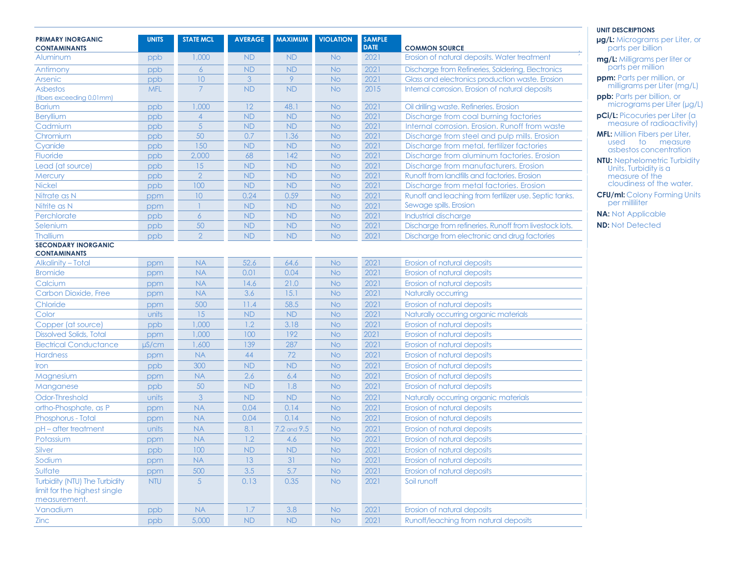| PRIMARY INORGANIC CONTAMINANTS | UNITS | STATE MCL | AVERAGE | MAXIMUM | VIOLATION | SAMPLE DATE | COMMON SOURCE |
|---|---|---|---|---|---|---|---|
| Aluminum | ppb | 1,000 | ND | ND | No | 2021 | Erosion of natural deposits. Water treatment |
| Antimony | ppb | 6 | ND | ND | No | 2021 | Discharge from Refineries, Soldering, Electronics |
| Arsenic | ppb | 10 | 3 | 9 | No | 2021 | Glass and electronics production waste. Erosion |
| Asbestos (fibers exceeding 0.01mm) | MFL | 7 | ND | ND | No | 2015 | Internal corrosion. Erosion of natural deposits |
| Barium | ppb | 1,000 | 12 | 48.1 | No | 2021 | Oil drilling waste. Refineries. Erosion |
| Beryllium | ppb | 4 | ND | ND | No | 2021 | Discharge from coal burning factories |
| Cadmium | ppb | 5 | ND | ND | No | 2021 | Internal corrosion. Erosion. Runoff from waste |
| Chromium | ppb | 50 | 0.7 | 1.36 | No | 2021 | Discharge from steel and pulp mills. Erosion |
| Cyanide | ppb | 150 | ND | ND | No | 2021 | Discharge from metal, fertilizer factories |
| Fluoride | ppb | 2,000 | 68 | 142 | No | 2021 | Discharge from aluminum factories. Erosion |
| Lead (at source) | ppb | 15 | ND | ND | No | 2021 | Discharge from manufacturers. Erosion |
| Mercury | ppb | 2 | ND | ND | No | 2021 | Runoff from landfills and factories. Erosion |
| Nickel | ppb | 100 | ND | ND | No | 2021 | Discharge from metal factories. Erosion |
| Nitrate as N | ppm | 10 | 0.24 | 0.59 | No | 2021 | Runoff and leaching from fertilizer use. Septic tanks. |
| Nitrite as N | ppm | 1 | ND | ND | No | 2021 | Sewage spills. Erosion |
| Perchlorate | ppb | 6 | ND | ND | No | 2021 | Industrial discharge |
| Selenium | ppb | 50 | ND | ND | No | 2021 | Discharge from refineries. Runoff from livestock lots. |
| Thallium | ppb | 2 | ND | ND | No | 2021 | Discharge from electronic and drug factories |
| **SECONDARY INORGANIC CONTAMINANTS** | | | | | | | |
| Alkalinity – Total | ppm | NA | 52.6 | 64.6 | No | 2021 | Erosion of natural deposits |
| Bromide | ppm | NA | 0.01 | 0.04 | No | 2021 | Erosion of natural deposits |
| Calcium | ppm | NA | 14.6 | 21.0 | No | 2021 | Erosion of natural deposits |
| Carbon Dioxide, Free | ppm | NA | 3.6 | 15.1 | No | 2021 | Naturally occurring |
| Chloride | ppm | 500 | 11.4 | 58.5 | No | 2021 | Erosion of natural deposits |
| Color | units | 15 | ND | ND | No | 2021 | Naturally occurring organic materials |
| Copper (at source) | ppb | 1,000 | 1.2 | 3.18 | No | 2021 | Erosion of natural deposits |
| Dissolved Solids, Total | ppm | 1,000 | 100 | 192 | No | 2021 | Erosion of natural deposits |
| Electrical Conductance | µS/cm | 1,600 | 139 | 287 | No | 2021 | Erosion of natural deposits |
| Hardness | ppm | NA | 44 | 72 | No | 2021 | Erosion of natural deposits |
| Iron | ppb | 300 | ND | ND | No | 2021 | Erosion of natural deposits |
| Magnesium | ppm | NA | 2.6 | 6.4 | No | 2021 | Erosion of natural deposits |
| Manganese | ppb | 50 | ND | 1.8 | No | 2021 | Erosion of natural deposits |
| Odor-Threshold | units | 3 | ND | ND | No | 2021 | Naturally occurring organic materials |
| ortho-Phosphate, as P | ppm | NA | 0.04 | 0.14 | No | 2021 | Erosion of natural deposits |
| Phosphorus - Total | ppm | NA | 0.04 | 0.14 | No | 2021 | Erosion of natural deposits |
| pH – after treatment | units | NA | 8.1 | 7.2 and 9.5 | No | 2021 | Erosion of natural deposits |
| Potassium | ppm | NA | 1.2 | 4.6 | No | 2021 | Erosion of natural deposits |
| Silver | ppb | 100 | ND | ND | No | 2021 | Erosion of natural deposits |
| Sodium | ppm | NA | 13 | 31 | No | 2021 | Erosion of natural deposits |
| Sulfate | ppm | 500 | 3.5 | 5.7 | No | 2021 | Erosion of natural deposits |
| Turbidity (NTU) The Turbidity limit for the highest single measurement. | NTU | 5 | 0.13 | 0.35 | No | 2021 | Soil runoff |
| Vanadium | ppb | NA | 1.7 | 3.8 | No | 2021 | Erosion of natural deposits |
| Zinc | ppb | 5,000 | ND | ND | No | 2021 | Runoff/leaching from natural deposits |

**UNIT DESCRIPTIONS**

**µg/L:** Micrograms per Liter, or parts per billion

**mg/L:** Milligrams per liter or parts per million

**ppm:** Parts per million, or milligrams per Liter (mg/L)

**ppb:** Parts per billion, or micrograms per Liter (µg/L)

**pCi/L:** Picocuries per Liter (a measure of radioactivity)

**MFL:** Million Fibers per Liter, used to measure asbestos concentration

**NTU:** Nephelometric Turbidity Units. Turbidity is a measure of the cloudiness of the water.

**CFU/ml:** Colony Forming Units per milliliter

**NA:** Not Applicable

**ND:** Not Detected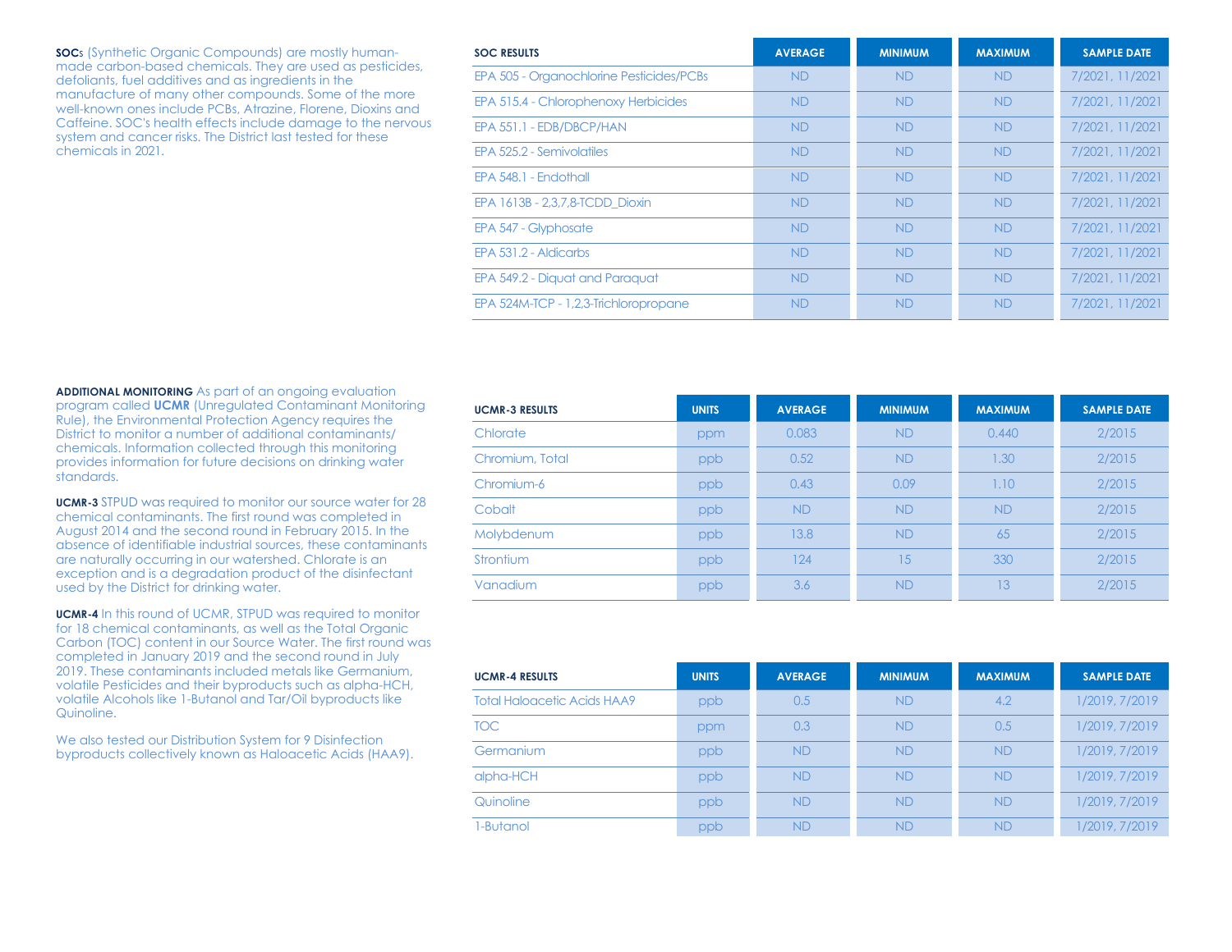**SOCs** (Synthetic Organic Compounds) are mostly human-made carbon-based chemicals. They are used as pesticides, defoliants, fuel additives and as ingredients in the manufacture of many other compounds. Some of the more well-known ones include PCBs, Atrazine, Florene, Dioxins and Caffeine. SOC's health effects include damage to the nervous system and cancer risks. The District last tested for these chemicals in 2021.

| SOC RESULTS | AVERAGE | MINIMUM | MAXIMUM | SAMPLE DATE |
|---|---|---|---|---|
| EPA 505 - Organochlorine Pesticides/PCBs | ND | ND | ND | 7/2021, 11/2021 |
| EPA 515.4 - Chlorophenoxy Herbicides | ND | ND | ND | 7/2021, 11/2021 |
| EPA 551.1 - EDB/DBCP/HAN | ND | ND | ND | 7/2021, 11/2021 |
| EPA 525.2 - Semivolatiles | ND | ND | ND | 7/2021, 11/2021 |
| EPA 548.1 - Endothall | ND | ND | ND | 7/2021, 11/2021 |
| EPA 1613B - 2,3,7,8-TCDD_Dioxin | ND | ND | ND | 7/2021, 11/2021 |
| EPA 547 - Glyphosate | ND | ND | ND | 7/2021, 11/2021 |
| EPA 531.2 - Aldicarbs | ND | ND | ND | 7/2021, 11/2021 |
| EPA 549.2 - Diquat and Paraquat | ND | ND | ND | 7/2021, 11/2021 |
| EPA 524M-TCP - 1,2,3-Trichloropropane | ND | ND | ND | 7/2021, 11/2021 |

**ADDITIONAL MONITORING** As part of an ongoing evaluation program called **UCMR** (Unregulated Contaminant Monitoring Rule), the Environmental Protection Agency requires the District to monitor a number of additional contaminants/chemicals. Information collected through this monitoring provides information for future decisions on drinking water standards.

**UCMR-3** STPUD was required to monitor our source water for 28 chemical contaminants. The first round was completed in August 2014 and the second round in February 2015. In the absence of identifiable industrial sources, these contaminants are naturally occurring in our watershed. Chlorate is an exception and is a degradation product of the disinfectant used by the District for drinking water.

**UCMR-4** In this round of UCMR, STPUD was required to monitor for 18 chemical contaminants, as well as the Total Organic Carbon (TOC) content in our Source Water. The first round was completed in January 2019 and the second round in July 2019. These contaminants included metals like Germanium, volatile Pesticides and their byproducts such as alpha-HCH, volatile Alcohols like 1-Butanol and Tar/Oil byproducts like Quinoline.

We also tested our Distribution System for 9 Disinfection byproducts collectively known as Haloacetic Acids (HAA9).

| UCMR-3 RESULTS | UNITS | AVERAGE | MINIMUM | MAXIMUM | SAMPLE DATE |
|---|---|---|---|---|---|
| Chlorate | ppm | 0.083 | ND | 0.440 | 2/2015 |
| Chromium, Total | ppb | 0.52 | ND | 1.30 | 2/2015 |
| Chromium-6 | ppb | 0.43 | 0.09 | 1.10 | 2/2015 |
| Cobalt | ppb | ND | ND | ND | 2/2015 |
| Molybdenum | ppb | 13.8 | ND | 65 | 2/2015 |
| Strontium | ppb | 124 | 15 | 330 | 2/2015 |
| Vanadium | ppb | 3.6 | ND | 13 | 2/2015 |

| UCMR-4 RESULTS | UNITS | AVERAGE | MINIMUM | MAXIMUM | SAMPLE DATE |
|---|---|---|---|---|---|
| Total Haloacetic Acids HAA9 | ppb | 0.5 | ND | 4.2 | 1/2019, 7/2019 |
| TOC | ppm | 0.3 | ND | 0.5 | 1/2019, 7/2019 |
| Germanium | ppb | ND | ND | ND | 1/2019, 7/2019 |
| alpha-HCH | ppb | ND | ND | ND | 1/2019, 7/2019 |
| Quinoline | ppb | ND | ND | ND | 1/2019, 7/2019 |
| 1-Butanol | ppb | ND | ND | ND | 1/2019, 7/2019 |